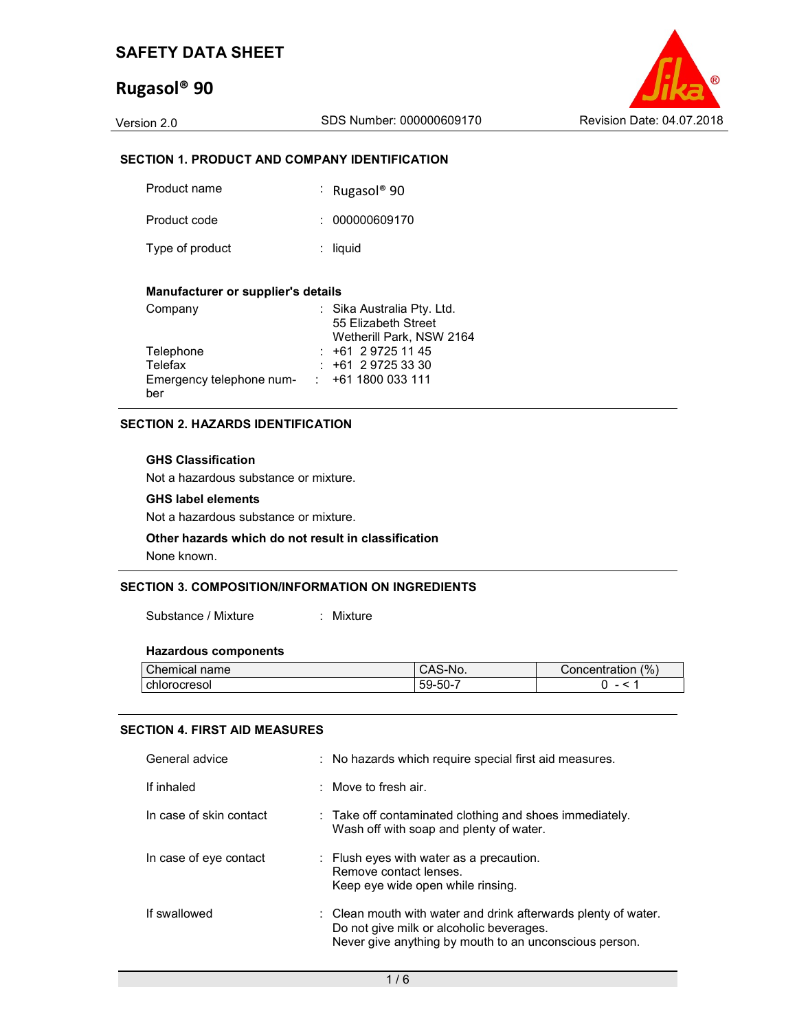# SAFETY DATA SHEET

# Rugasol® 90

Version 2.0 | SDS Number: 000000609170 | Revision Date: 04.07.2018

## SECTION 1. PRODUCT AND COMPANY IDENTIFICATION

Product name : Rugasol® 90

Product code : 000000609170

Type of product : liquid

**Manufacturer or supplier's details**

Company : Sika Australia Pty. Ltd.
55 Elizabeth Street
Wetherill Park, NSW 2164

Telephone : +61 2 9725 11 45

Telefax : +61 2 9725 33 30

Emergency telephone number : +61 1800 033 111

## SECTION 2. HAZARDS IDENTIFICATION

**GHS Classification**

Not a hazardous substance or mixture.

**GHS label elements**

Not a hazardous substance or mixture.

**Other hazards which do not result in classification**

None known.

## SECTION 3. COMPOSITION/INFORMATION ON INGREDIENTS

Substance / Mixture : Mixture

**Hazardous components**

| Chemical name | CAS-No. | Concentration (%) |
|---|---|---|
| chlorocresol | 59-50-7 | 0 - < 1 |

## SECTION 4. FIRST AID MEASURES

General advice : No hazards which require special first aid measures.

If inhaled : Move to fresh air.

In case of skin contact : Take off contaminated clothing and shoes immediately.
Wash off with soap and plenty of water.

In case of eye contact : Flush eyes with water as a precaution.
Remove contact lenses.
Keep eye wide open while rinsing.

If swallowed : Clean mouth with water and drink afterwards plenty of water.
Do not give milk or alcoholic beverages.
Never give anything by mouth to an unconscious person.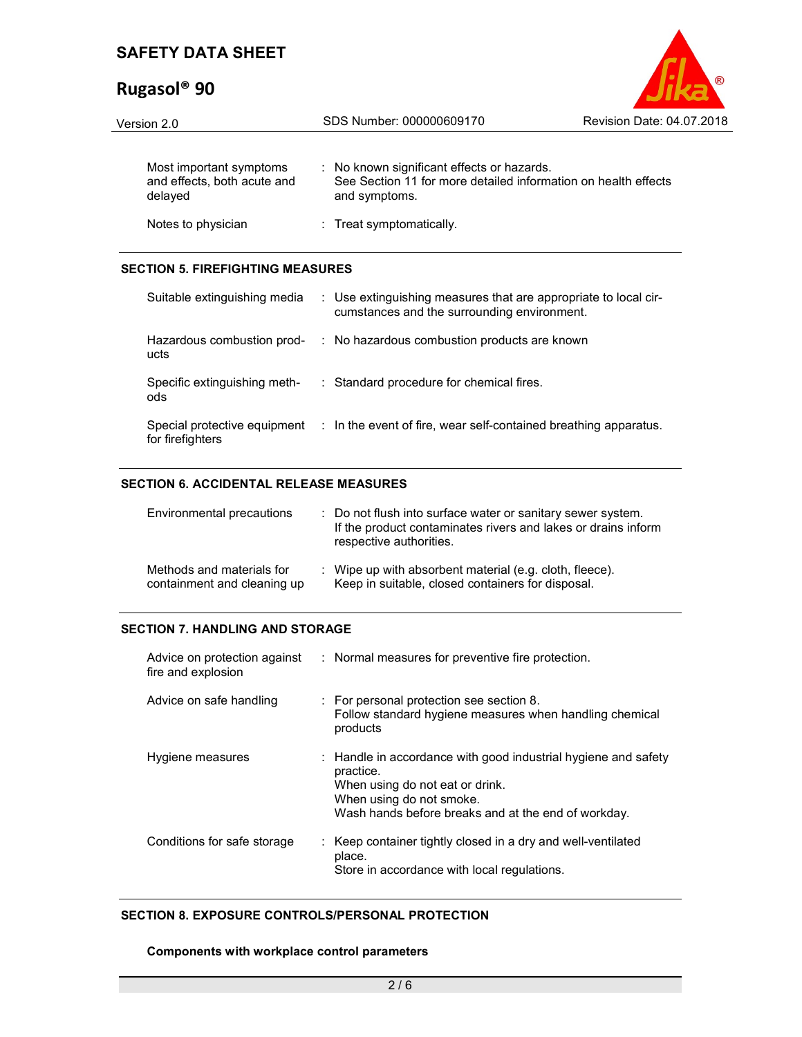| | |
|---|---|
| Most important symptoms and effects, both acute and delayed | : No known significant effects or hazards.<br>See Section 11 for more detailed information on health effects and symptoms. |
| Notes to physician | : Treat symptomatically. |

## SECTION 5. FIREFIGHTING MEASURES

| | |
|---|---|
| Suitable extinguishing media | : Use extinguishing measures that are appropriate to local circumstances and the surrounding environment. |
| Hazardous combustion products | : No hazardous combustion products are known |
| Specific extinguishing methods | : Standard procedure for chemical fires. |
| Special protective equipment for firefighters | : In the event of fire, wear self-contained breathing apparatus. |

## SECTION 6. ACCIDENTAL RELEASE MEASURES

| | |
|---|---|
| Environmental precautions | : Do not flush into surface water or sanitary sewer system.<br>If the product contaminates rivers and lakes or drains inform respective authorities. |
| Methods and materials for containment and cleaning up | : Wipe up with absorbent material (e.g. cloth, fleece).<br>Keep in suitable, closed containers for disposal. |

## SECTION 7. HANDLING AND STORAGE

| | |
|---|---|
| Advice on protection against fire and explosion | : Normal measures for preventive fire protection. |
| Advice on safe handling | : For personal protection see section 8.<br>Follow standard hygiene measures when handling chemical products |
| Hygiene measures | : Handle in accordance with good industrial hygiene and safety practice.<br>When using do not eat or drink.<br>When using do not smoke.<br>Wash hands before breaks and at the end of workday. |
| Conditions for safe storage | : Keep container tightly closed in a dry and well-ventilated place.<br>Store in accordance with local regulations. |

## SECTION 8. EXPOSURE CONTROLS/PERSONAL PROTECTION

**Components with workplace control parameters**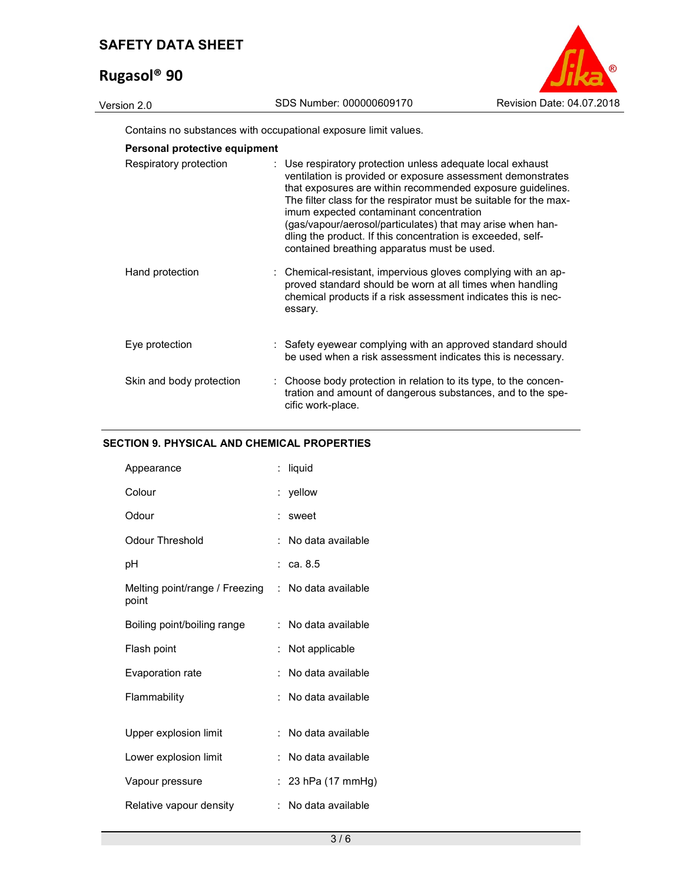Contains no substances with occupational exposure limit values.

**Personal protective equipment**

| | |
|---|---|
| Respiratory protection | : Use respiratory protection unless adequate local exhaust ventilation is provided or exposure assessment demonstrates that exposures are within recommended exposure guidelines. The filter class for the respirator must be suitable for the maximum expected contaminant concentration (gas/vapour/aerosol/particulates) that may arise when handling the product. If this concentration is exceeded, self-contained breathing apparatus must be used. |
| Hand protection | : Chemical-resistant, impervious gloves complying with an approved standard should be worn at all times when handling chemical products if a risk assessment indicates this is necessary. |
| Eye protection | : Safety eyewear complying with an approved standard should be used when a risk assessment indicates this is necessary. |
| Skin and body protection | : Choose body protection in relation to its type, to the concentration and amount of dangerous substances, and to the specific work-place. |

## SECTION 9. PHYSICAL AND CHEMICAL PROPERTIES

| | |
|---|---|
| Appearance | : liquid |
| Colour | : yellow |
| Odour | : sweet |
| Odour Threshold | : No data available |
| pH | : ca. 8.5 |
| Melting point/range / Freezing point | : No data available |
| Boiling point/boiling range | : No data available |
| Flash point | : Not applicable |
| Evaporation rate | : No data available |
| Flammability | : No data available |
| Upper explosion limit | : No data available |
| Lower explosion limit | : No data available |
| Vapour pressure | : 23 hPa (17 mmHg) |
| Relative vapour density | : No data available |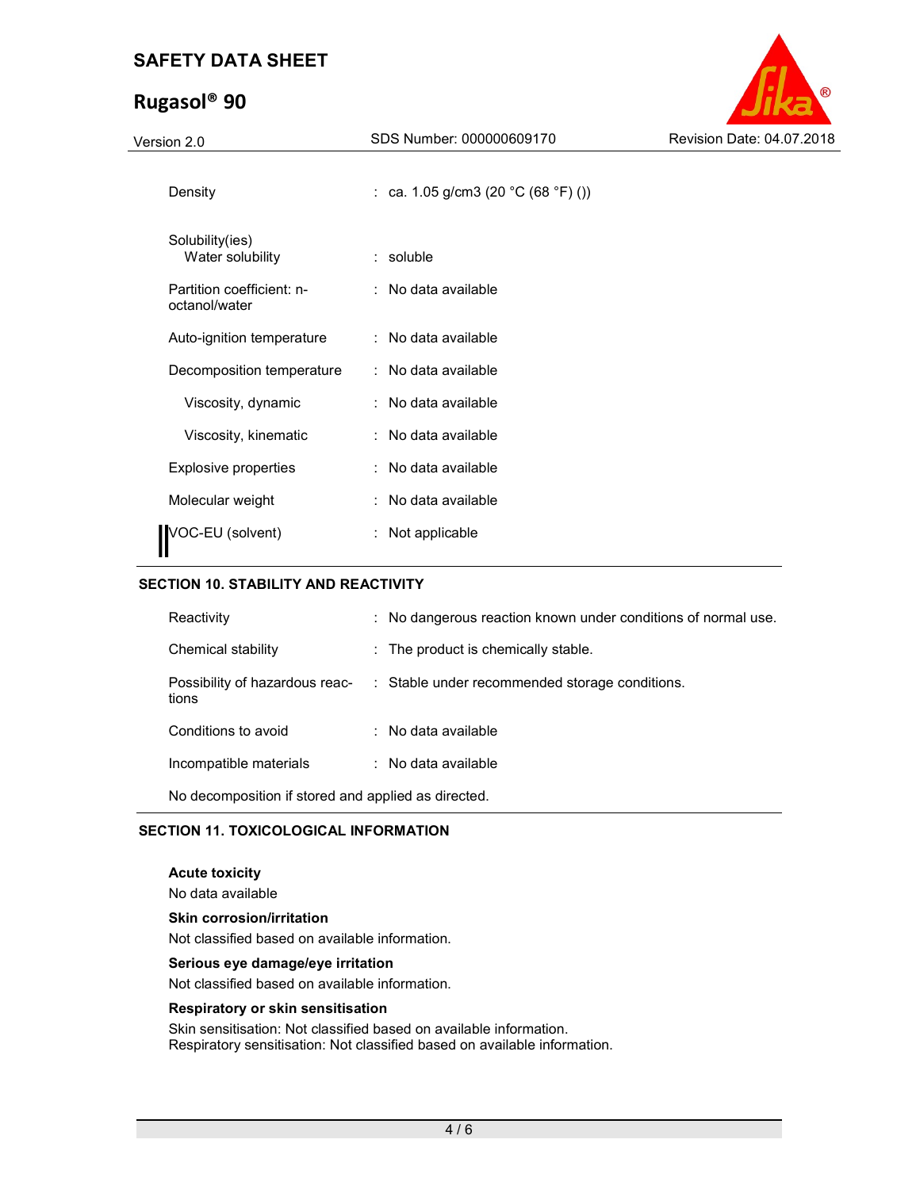| | |
|---|---|
| Density | : ca. 1.05 g/cm3 (20 °C (68 °F) ()) |
| Solubility(ies)<br>Water solubility | : soluble |
| Partition coefficient: n-octanol/water | : No data available |
| Auto-ignition temperature | : No data available |
| Decomposition temperature | : No data available |
| Viscosity, dynamic | : No data available |
| Viscosity, kinematic | : No data available |
| Explosive properties | : No data available |
| Molecular weight | : No data available |
| VOC-EU (solvent) | : Not applicable |

## SECTION 10. STABILITY AND REACTIVITY

| | |
|---|---|
| Reactivity | : No dangerous reaction known under conditions of normal use. |
| Chemical stability | : The product is chemically stable. |
| Possibility of hazardous reactions | : Stable under recommended storage conditions. |
| Conditions to avoid | : No data available |
| Incompatible materials | : No data available |

No decomposition if stored and applied as directed.

## SECTION 11. TOXICOLOGICAL INFORMATION

**Acute toxicity**

No data available

**Skin corrosion/irritation**

Not classified based on available information.

**Serious eye damage/eye irritation**

Not classified based on available information.

**Respiratory or skin sensitisation**

Skin sensitisation: Not classified based on available information.
Respiratory sensitisation: Not classified based on available information.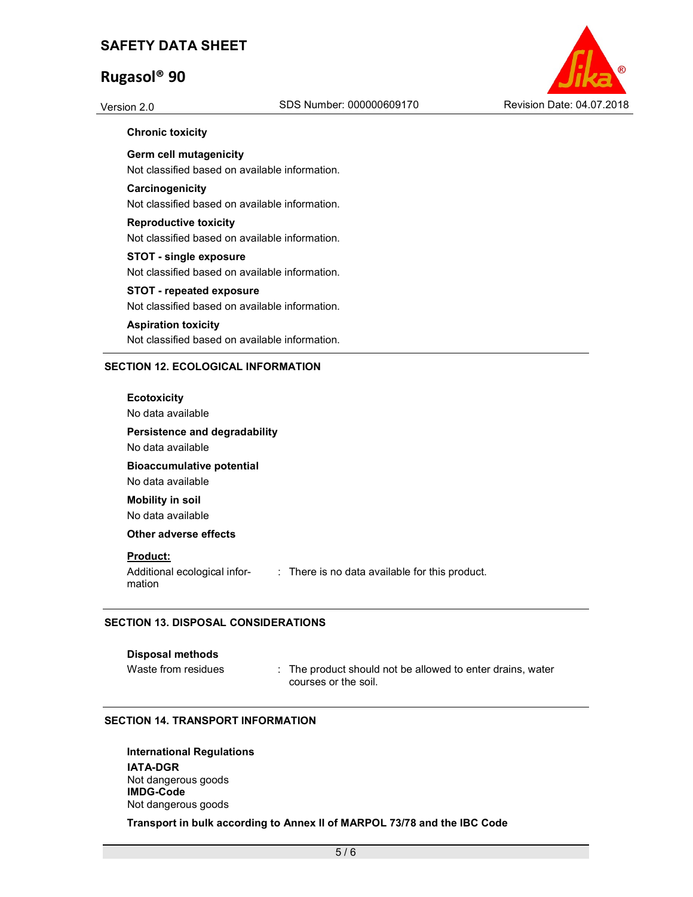**Chronic toxicity**

**Germ cell mutagenicity**

Not classified based on available information.

**Carcinogenicity**

Not classified based on available information.

**Reproductive toxicity**

Not classified based on available information.

**STOT - single exposure**

Not classified based on available information.

**STOT - repeated exposure**

Not classified based on available information.

**Aspiration toxicity**

Not classified based on available information.

## SECTION 12. ECOLOGICAL INFORMATION

**Ecotoxicity**

No data available

**Persistence and degradability**

No data available

**Bioaccumulative potential**

No data available

**Mobility in soil**

No data available

**Other adverse effects**

**Product:**

Additional ecological information : There is no data available for this product.

## SECTION 13. DISPOSAL CONSIDERATIONS

**Disposal methods**

Waste from residues : The product should not be allowed to enter drains, water courses or the soil.

## SECTION 14. TRANSPORT INFORMATION

**International Regulations**

**IATA-DGR**
Not dangerous goods
**IMDG-Code**
Not dangerous goods

**Transport in bulk according to Annex II of MARPOL 73/78 and the IBC Code**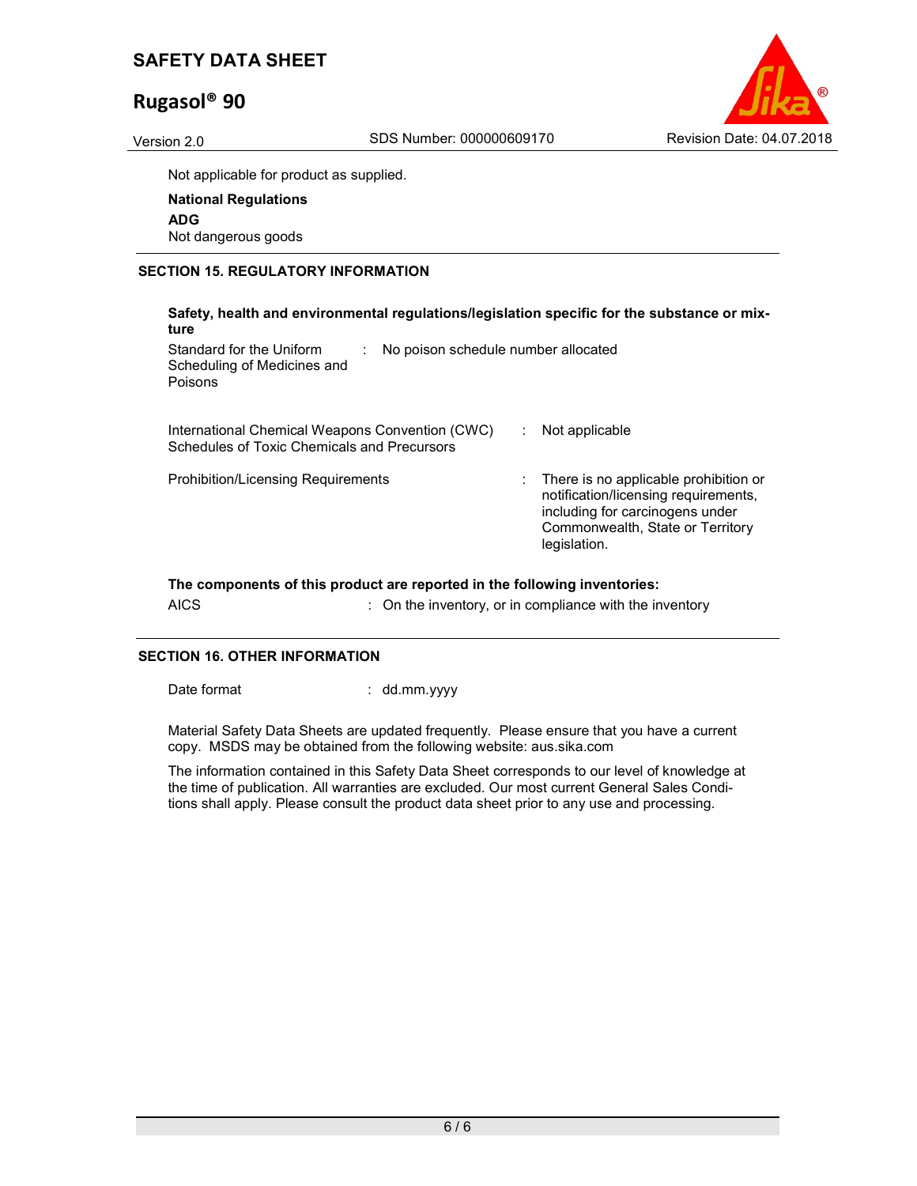Not applicable for product as supplied.

**National Regulations**

**ADG**

Not dangerous goods

## SECTION 15. REGULATORY INFORMATION

**Safety, health and environmental regulations/legislation specific for the substance or mixture**

Standard for the Uniform Scheduling of Medicines and Poisons : No poison schedule number allocated

International Chemical Weapons Convention (CWC) Schedules of Toxic Chemicals and Precursors : Not applicable

Prohibition/Licensing Requirements : There is no applicable prohibition or notification/licensing requirements, including for carcinogens under Commonwealth, State or Territory legislation.

**The components of this product are reported in the following inventories:**

AICS : On the inventory, or in compliance with the inventory

## SECTION 16. OTHER INFORMATION

Date format : dd.mm.yyyy

Material Safety Data Sheets are updated frequently. Please ensure that you have a current copy. MSDS may be obtained from the following website: aus.sika.com

The information contained in this Safety Data Sheet corresponds to our level of knowledge at the time of publication. All warranties are excluded. Our most current General Sales Conditions shall apply. Please consult the product data sheet prior to any use and processing.